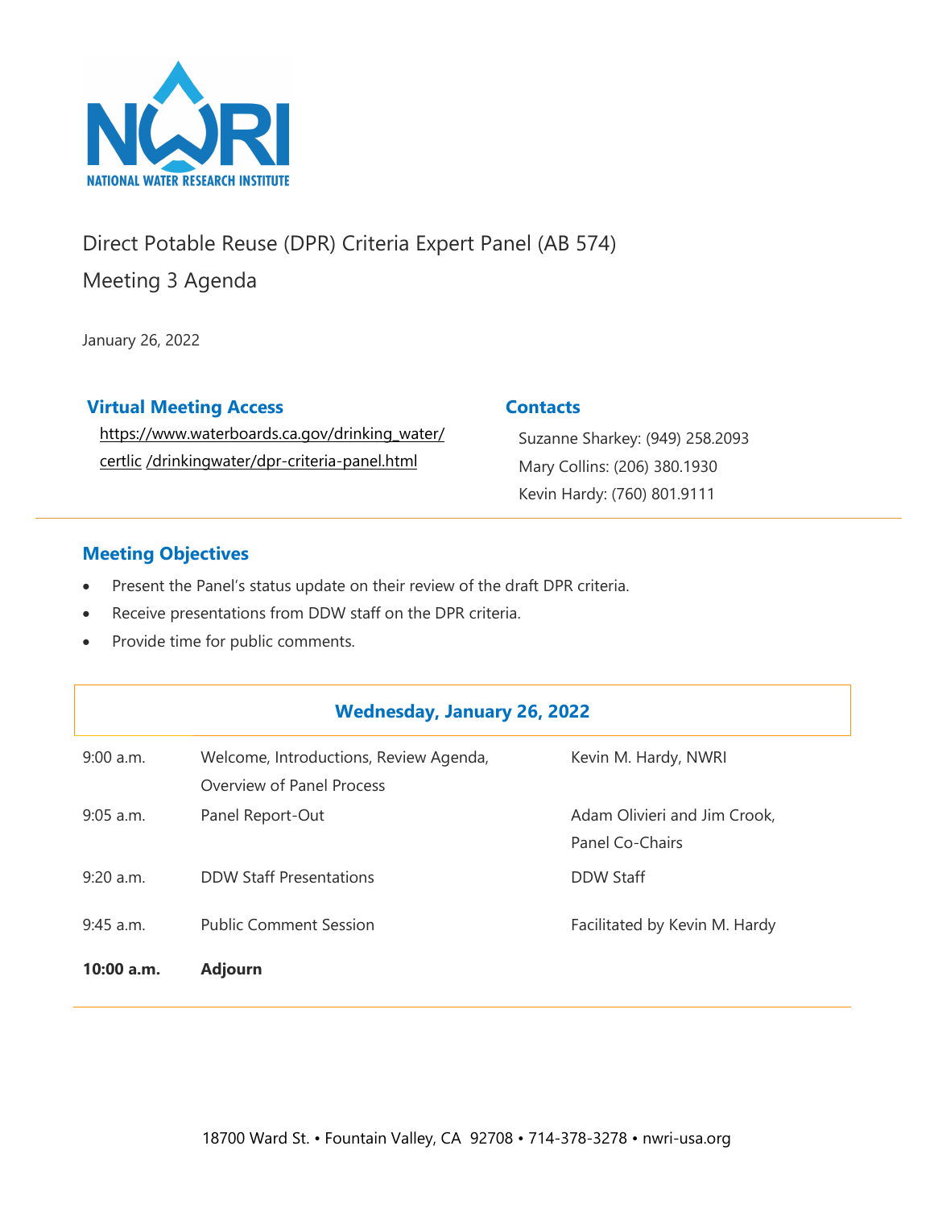NWRI

NATIONAL WATER RESEARCH INSTITUTE

# Direct Potable Reuse (DPR) Criteria Expert Panel (AB 574)

## Meeting 3 Agenda

January 26, 2022

### Virtual Meeting Access

https://www.waterboards.ca.gov/drinking_water/certlic /drinkingwater/dpr-criteria-panel.html

### Contacts

Suzanne Sharkey: (949) 258.2093

Mary Collins: (206) 380.1930

Kevin Hardy: (760) 801.9111

### Meeting Objectives

- Present the Panel's status update on their review of the draft DPR criteria.
- Receive presentations from DDW staff on the DPR criteria.
- Provide time for public comments.

### Wednesday, January 26, 2022

| | | |
|---|---|---|
| 9:00 a.m. | Welcome, Introductions, Review Agenda, Overview of Panel Process | Kevin M. Hardy, NWRI |
| 9:05 a.m. | Panel Report-Out | Adam Olivieri and Jim Crook, Panel Co-Chairs |
| 9:20 a.m. | DDW Staff Presentations | DDW Staff |
| 9:45 a.m. | Public Comment Session | Facilitated by Kevin M. Hardy |
| **10:00 a.m.** | **Adjourn** | |

18700 Ward St. • Fountain Valley, CA 92708 • 714-378-3278 • nwri-usa.org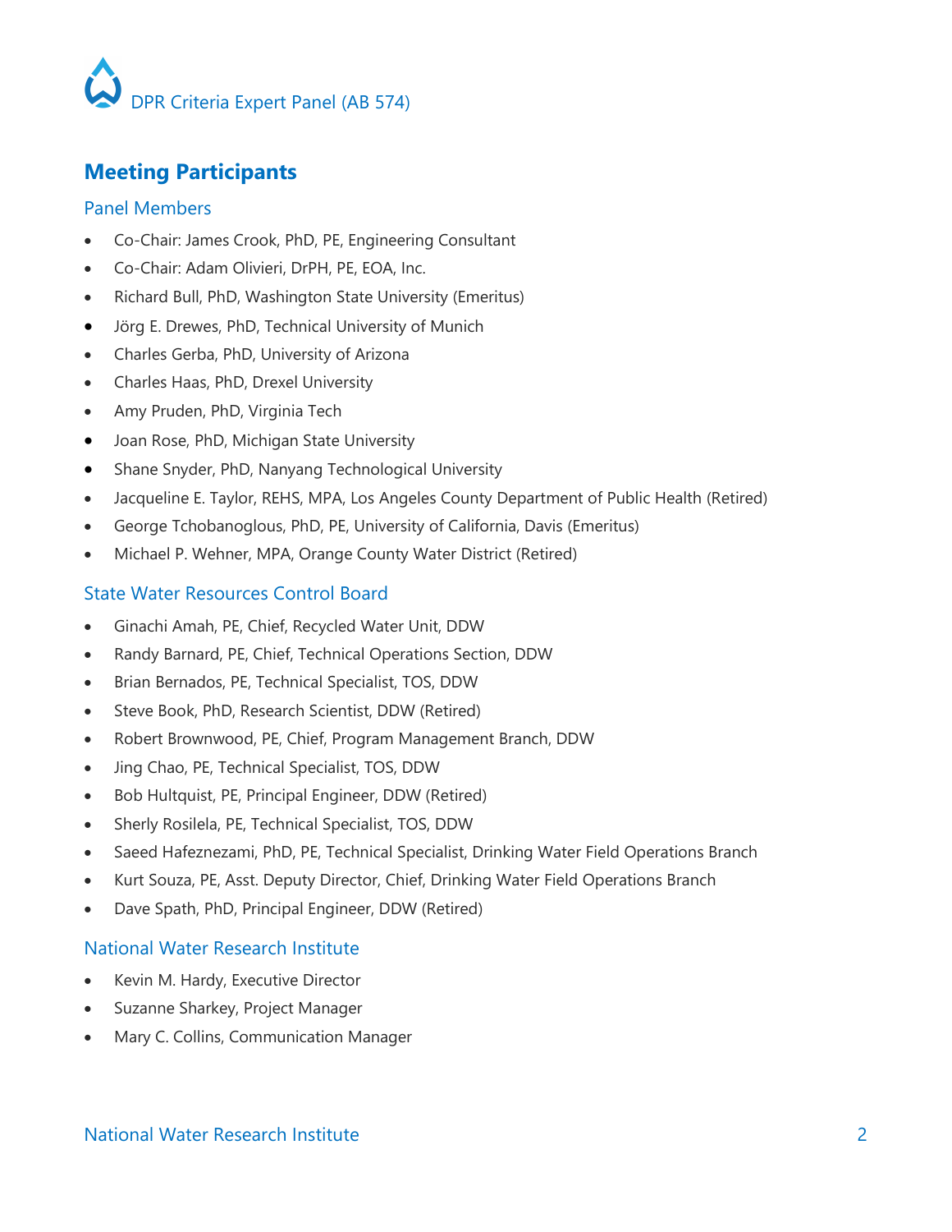## Meeting Participants

### Panel Members

- Co-Chair: James Crook, PhD, PE, Engineering Consultant
- Co-Chair: Adam Olivieri, DrPH, PE, EOA, Inc.
- Richard Bull, PhD, Washington State University (Emeritus)
- Jörg E. Drewes, PhD, Technical University of Munich
- Charles Gerba, PhD, University of Arizona
- Charles Haas, PhD, Drexel University
- Amy Pruden, PhD, Virginia Tech
- Joan Rose, PhD, Michigan State University
- Shane Snyder, PhD, Nanyang Technological University
- Jacqueline E. Taylor, REHS, MPA, Los Angeles County Department of Public Health (Retired)
- George Tchobanoglous, PhD, PE, University of California, Davis (Emeritus)
- Michael P. Wehner, MPA, Orange County Water District (Retired)

### State Water Resources Control Board

- Ginachi Amah, PE, Chief, Recycled Water Unit, DDW
- Randy Barnard, PE, Chief, Technical Operations Section, DDW
- Brian Bernados, PE, Technical Specialist, TOS, DDW
- Steve Book, PhD, Research Scientist, DDW (Retired)
- Robert Brownwood, PE, Chief, Program Management Branch, DDW
- Jing Chao, PE, Technical Specialist, TOS, DDW
- Bob Hultquist, PE, Principal Engineer, DDW (Retired)
- Sherly Rosilela, PE, Technical Specialist, TOS, DDW
- Saeed Hafeznezami, PhD, PE, Technical Specialist, Drinking Water Field Operations Branch
- Kurt Souza, PE, Asst. Deputy Director, Chief, Drinking Water Field Operations Branch
- Dave Spath, PhD, Principal Engineer, DDW (Retired)

### National Water Research Institute

- Kevin M. Hardy, Executive Director
- Suzanne Sharkey, Project Manager
- Mary C. Collins, Communication Manager